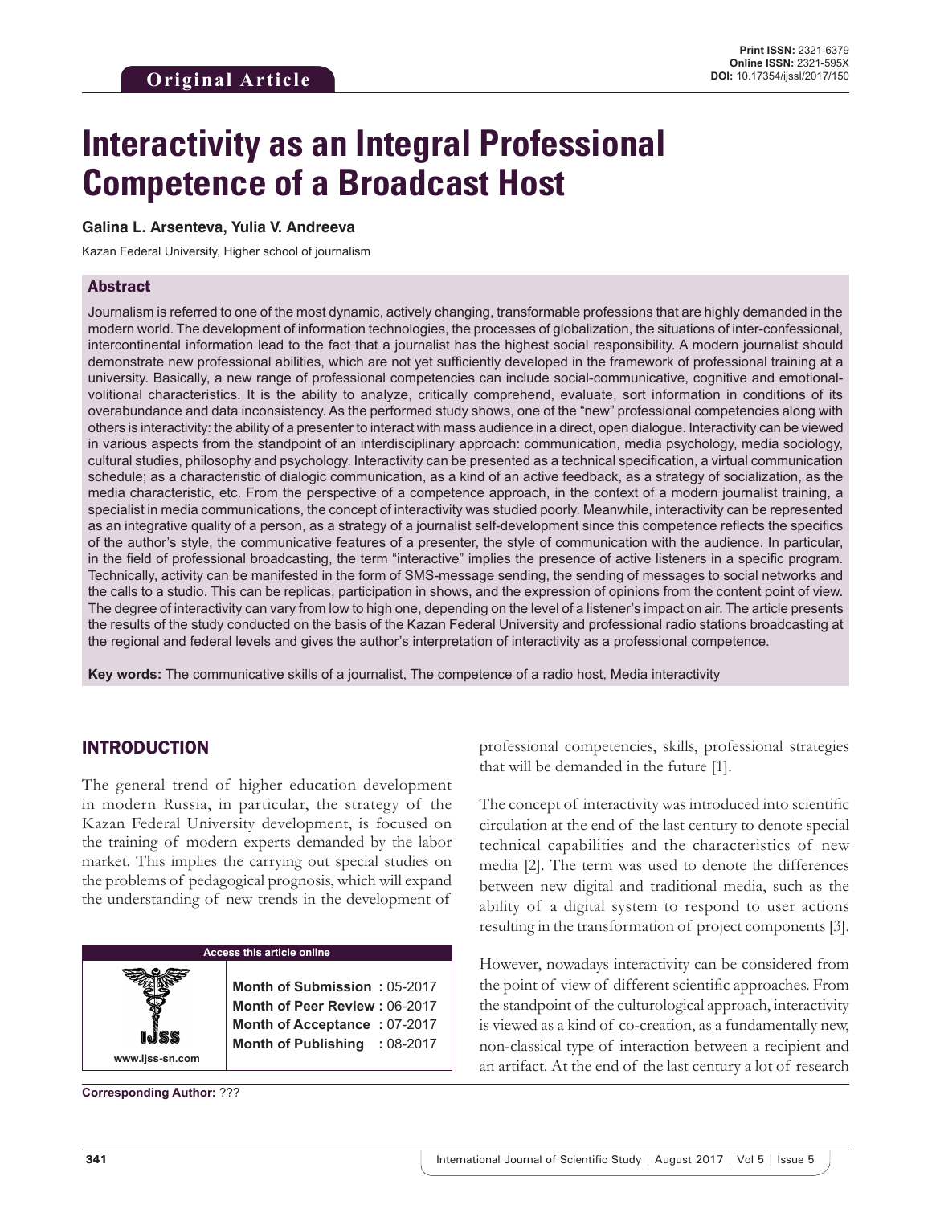Original Article

Print ISSN: 2321-6379
Online ISSN: 2321-595X
DOI: 10.17354/ijssI/2017/150

# Interactivity as an Integral Professional Competence of a Broadcast Host

**Galina L. Arsenteva, Yulia V. Andreeva**

Kazan Federal University, Higher school of journalism

## Abstract

Journalism is referred to one of the most dynamic, actively changing, transformable professions that are highly demanded in the modern world. The development of information technologies, the processes of globalization, the situations of inter-confessional, intercontinental information lead to the fact that a journalist has the highest social responsibility. A modern journalist should demonstrate new professional abilities, which are not yet sufficiently developed in the framework of professional training at a university. Basically, a new range of professional competencies can include social-communicative, cognitive and emotional-volitional characteristics. It is the ability to analyze, critically comprehend, evaluate, sort information in conditions of its overabundance and data inconsistency. As the performed study shows, one of the "new" professional competencies along with others is interactivity: the ability of a presenter to interact with mass audience in a direct, open dialogue. Interactivity can be viewed in various aspects from the standpoint of an interdisciplinary approach: communication, media psychology, media sociology, cultural studies, philosophy and psychology. Interactivity can be presented as a technical specification, a virtual communication schedule; as a characteristic of dialogic communication, as a kind of an active feedback, as a strategy of socialization, as the media characteristic, etc. From the perspective of a competence approach, in the context of a modern journalist training, a specialist in media communications, the concept of interactivity was studied poorly. Meanwhile, interactivity can be represented as an integrative quality of a person, as a strategy of a journalist self-development since this competence reflects the specifics of the author's style, the communicative features of a presenter, the style of communication with the audience. In particular, in the field of professional broadcasting, the term "interactive" implies the presence of active listeners in a specific program. Technically, activity can be manifested in the form of SMS-message sending, the sending of messages to social networks and the calls to a studio. This can be replicas, participation in shows, and the expression of opinions from the content point of view. The degree of interactivity can vary from low to high one, depending on the level of a listener's impact on air. The article presents the results of the study conducted on the basis of the Kazan Federal University and professional radio stations broadcasting at the regional and federal levels and gives the author's interpretation of interactivity as a professional competence.

**Key words:** The communicative skills of a journalist, The competence of a radio host, Media interactivity

## INTRODUCTION

The general trend of higher education development in modern Russia, in particular, the strategy of the Kazan Federal University development, is focused on the training of modern experts demanded by the labor market. This implies the carrying out special studies on the problems of pedagogical prognosis, which will expand the understanding of new trends in the development of professional competencies, skills, professional strategies that will be demanded in the future [1].

The concept of interactivity was introduced into scientific circulation at the end of the last century to denote special technical capabilities and the characteristics of new media [2]. The term was used to denote the differences between new digital and traditional media, such as the ability of a digital system to respond to user actions resulting in the transformation of project components [3].

However, nowadays interactivity can be considered from the point of view of different scientific approaches. From the standpoint of the culturological approach, interactivity is viewed as a kind of co-creation, as a fundamentally new, non-classical type of interaction between a recipient and an artifact. At the end of the last century a lot of research

| Access this article online | |
|---|---|
| www.ijss-sn.com | **Month of Submission :** 05-2017<br>**Month of Peer Review :** 06-2017<br>**Month of Acceptance :** 07-2017<br>**Month of Publishing :** 08-2017 |

**Corresponding Author:** ???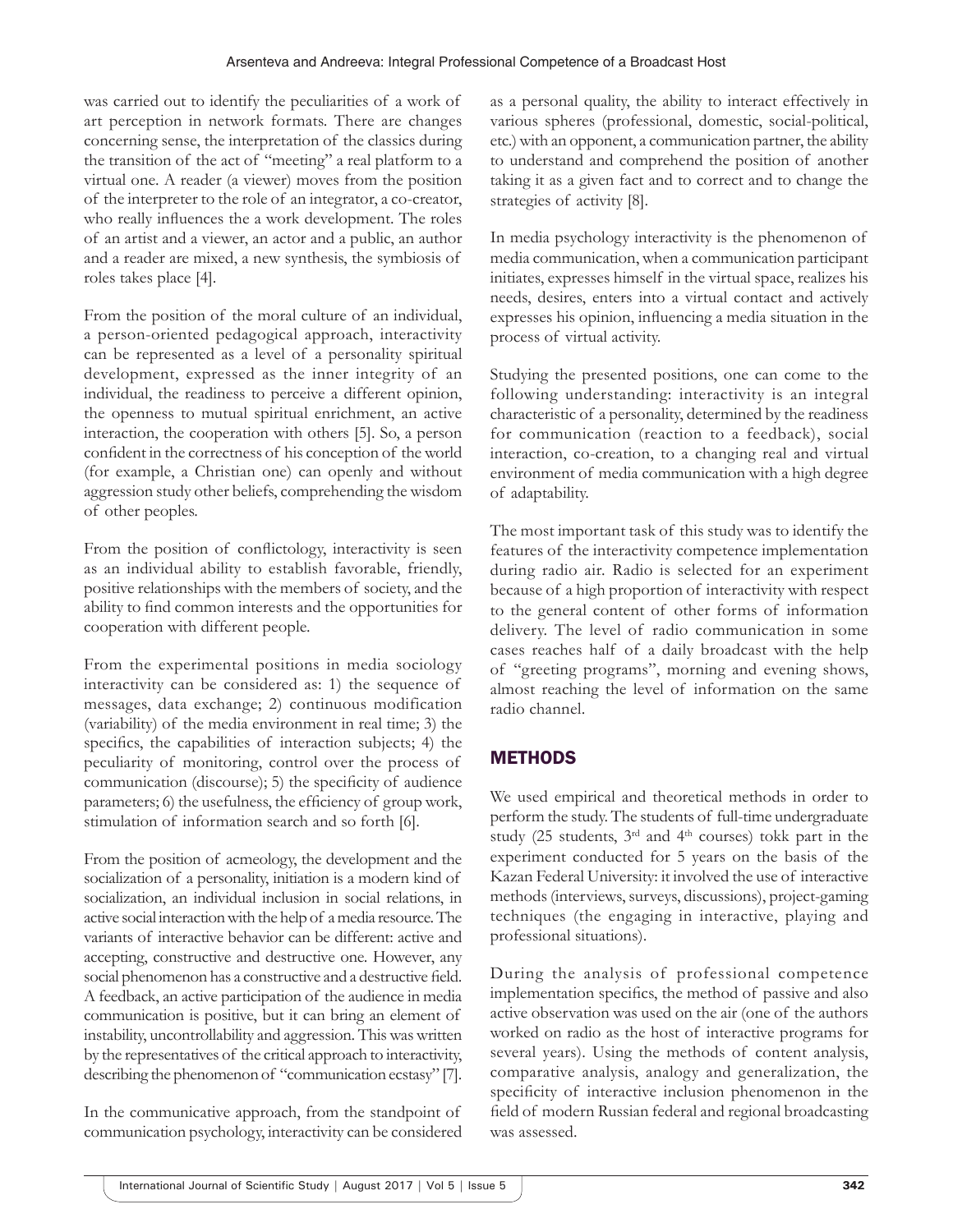was carried out to identify the peculiarities of a work of art perception in network formats. There are changes concerning sense, the interpretation of the classics during the transition of the act of "meeting" a real platform to a virtual one. A reader (a viewer) moves from the position of the interpreter to the role of an integrator, a co-creator, who really influences the a work development. The roles of an artist and a viewer, an actor and a public, an author and a reader are mixed, a new synthesis, the symbiosis of roles takes place [4].

From the position of the moral culture of an individual, a person-oriented pedagogical approach, interactivity can be represented as a level of a personality spiritual development, expressed as the inner integrity of an individual, the readiness to perceive a different opinion, the openness to mutual spiritual enrichment, an active interaction, the cooperation with others [5]. So, a person confident in the correctness of his conception of the world (for example, a Christian one) can openly and without aggression study other beliefs, comprehending the wisdom of other peoples.

From the position of conflictology, interactivity is seen as an individual ability to establish favorable, friendly, positive relationships with the members of society, and the ability to find common interests and the opportunities for cooperation with different people.

From the experimental positions in media sociology interactivity can be considered as: 1) the sequence of messages, data exchange; 2) continuous modification (variability) of the media environment in real time; 3) the specifics, the capabilities of interaction subjects; 4) the peculiarity of monitoring, control over the process of communication (discourse); 5) the specificity of audience parameters; 6) the usefulness, the efficiency of group work, stimulation of information search and so forth [6].

From the position of acmeology, the development and the socialization of a personality, initiation is a modern kind of socialization, an individual inclusion in social relations, in active social interaction with the help of a media resource. The variants of interactive behavior can be different: active and accepting, constructive and destructive one. However, any social phenomenon has a constructive and a destructive field. A feedback, an active participation of the audience in media communication is positive, but it can bring an element of instability, uncontrollability and aggression. This was written by the representatives of the critical approach to interactivity, describing the phenomenon of "communication ecstasy" [7].

In the communicative approach, from the standpoint of communication psychology, interactivity can be considered as a personal quality, the ability to interact effectively in various spheres (professional, domestic, social-political, etc.) with an opponent, a communication partner, the ability to understand and comprehend the position of another taking it as a given fact and to correct and to change the strategies of activity [8].

In media psychology interactivity is the phenomenon of media communication, when a communication participant initiates, expresses himself in the virtual space, realizes his needs, desires, enters into a virtual contact and actively expresses his opinion, influencing a media situation in the process of virtual activity.

Studying the presented positions, one can come to the following understanding: interactivity is an integral characteristic of a personality, determined by the readiness for communication (reaction to a feedback), social interaction, co-creation, to a changing real and virtual environment of media communication with a high degree of adaptability.

The most important task of this study was to identify the features of the interactivity competence implementation during radio air. Radio is selected for an experiment because of a high proportion of interactivity with respect to the general content of other forms of information delivery. The level of radio communication in some cases reaches half of a daily broadcast with the help of "greeting programs", morning and evening shows, almost reaching the level of information on the same radio channel.

## METHODS

We used empirical and theoretical methods in order to perform the study. The students of full-time undergraduate study (25 students, 3rd and 4th courses) tokk part in the experiment conducted for 5 years on the basis of the Kazan Federal University: it involved the use of interactive methods (interviews, surveys, discussions), project-gaming techniques (the engaging in interactive, playing and professional situations).

During the analysis of professional competence implementation specifics, the method of passive and also active observation was used on the air (one of the authors worked on radio as the host of interactive programs for several years). Using the methods of content analysis, comparative analysis, analogy and generalization, the specificity of interactive inclusion phenomenon in the field of modern Russian federal and regional broadcasting was assessed.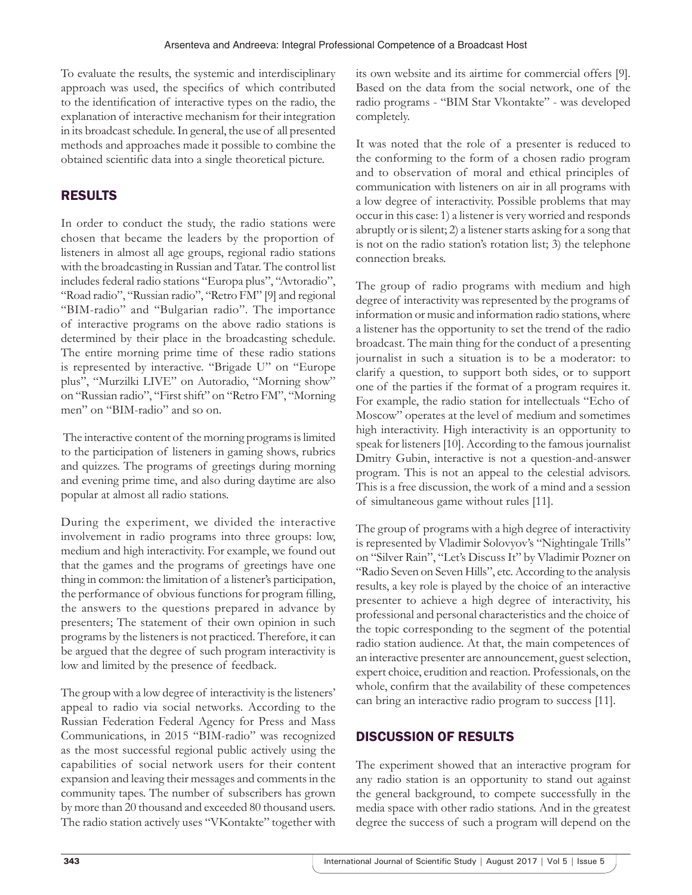To evaluate the results, the systemic and interdisciplinary approach was used, the specifics of which contributed to the identification of interactive types on the radio, the explanation of interactive mechanism for their integration in its broadcast schedule. In general, the use of all presented methods and approaches made it possible to combine the obtained scientific data into a single theoretical picture.

## RESULTS

In order to conduct the study, the radio stations were chosen that became the leaders by the proportion of listeners in almost all age groups, regional radio stations with the broadcasting in Russian and Tatar. The control list includes federal radio stations "Europa plus", "Avtoradio", "Road radio", "Russian radio", "Retro FM" [9] and regional "BIM-radio" and "Bulgarian radio". The importance of interactive programs on the above radio stations is determined by their place in the broadcasting schedule. The entire morning prime time of these radio stations is represented by interactive. "Brigade U" on "Europe plus", "Murzilki LIVE" on Autoradio, "Morning show" on "Russian radio", "First shift" on "Retro FM", "Morning men" on "BIM-radio" and so on.

The interactive content of the morning programs is limited to the participation of listeners in gaming shows, rubrics and quizzes. The programs of greetings during morning and evening prime time, and also during daytime are also popular at almost all radio stations.

During the experiment, we divided the interactive involvement in radio programs into three groups: low, medium and high interactivity. For example, we found out that the games and the programs of greetings have one thing in common: the limitation of a listener's participation, the performance of obvious functions for program filling, the answers to the questions prepared in advance by presenters; The statement of their own opinion in such programs by the listeners is not practiced. Therefore, it can be argued that the degree of such program interactivity is low and limited by the presence of feedback.

The group with a low degree of interactivity is the listeners' appeal to radio via social networks. According to the Russian Federation Federal Agency for Press and Mass Communications, in 2015 "BIM-radio" was recognized as the most successful regional public actively using the capabilities of social network users for their content expansion and leaving their messages and comments in the community tapes. The number of subscribers has grown by more than 20 thousand and exceeded 80 thousand users. The radio station actively uses "VKontakte" together with its own website and its airtime for commercial offers [9]. Based on the data from the social network, one of the radio programs - "BIM Star Vkontakte" - was developed completely.

It was noted that the role of a presenter is reduced to the conforming to the form of a chosen radio program and to observation of moral and ethical principles of communication with listeners on air in all programs with a low degree of interactivity. Possible problems that may occur in this case: 1) a listener is very worried and responds abruptly or is silent; 2) a listener starts asking for a song that is not on the radio station's rotation list; 3) the telephone connection breaks.

The group of radio programs with medium and high degree of interactivity was represented by the programs of information or music and information radio stations, where a listener has the opportunity to set the trend of the radio broadcast. The main thing for the conduct of a presenting journalist in such a situation is to be a moderator: to clarify a question, to support both sides, or to support one of the parties if the format of a program requires it. For example, the radio station for intellectuals "Echo of Moscow" operates at the level of medium and sometimes high interactivity. High interactivity is an opportunity to speak for listeners [10]. According to the famous journalist Dmitry Gubin, interactive is not a question-and-answer program. This is not an appeal to the celestial advisors. This is a free discussion, the work of a mind and a session of simultaneous game without rules [11].

The group of programs with a high degree of interactivity is represented by Vladimir Solovyov's "Nightingale Trills" on "Silver Rain", "Let's Discuss It" by Vladimir Pozner on "Radio Seven on Seven Hills", etc. According to the analysis results, a key role is played by the choice of an interactive presenter to achieve a high degree of interactivity, his professional and personal characteristics and the choice of the topic corresponding to the segment of the potential radio station audience. At that, the main competences of an interactive presenter are announcement, guest selection, expert choice, erudition and reaction. Professionals, on the whole, confirm that the availability of these competences can bring an interactive radio program to success [11].

## DISCUSSION OF RESULTS

The experiment showed that an interactive program for any radio station is an opportunity to stand out against the general background, to compete successfully in the media space with other radio stations. And in the greatest degree the success of such a program will depend on the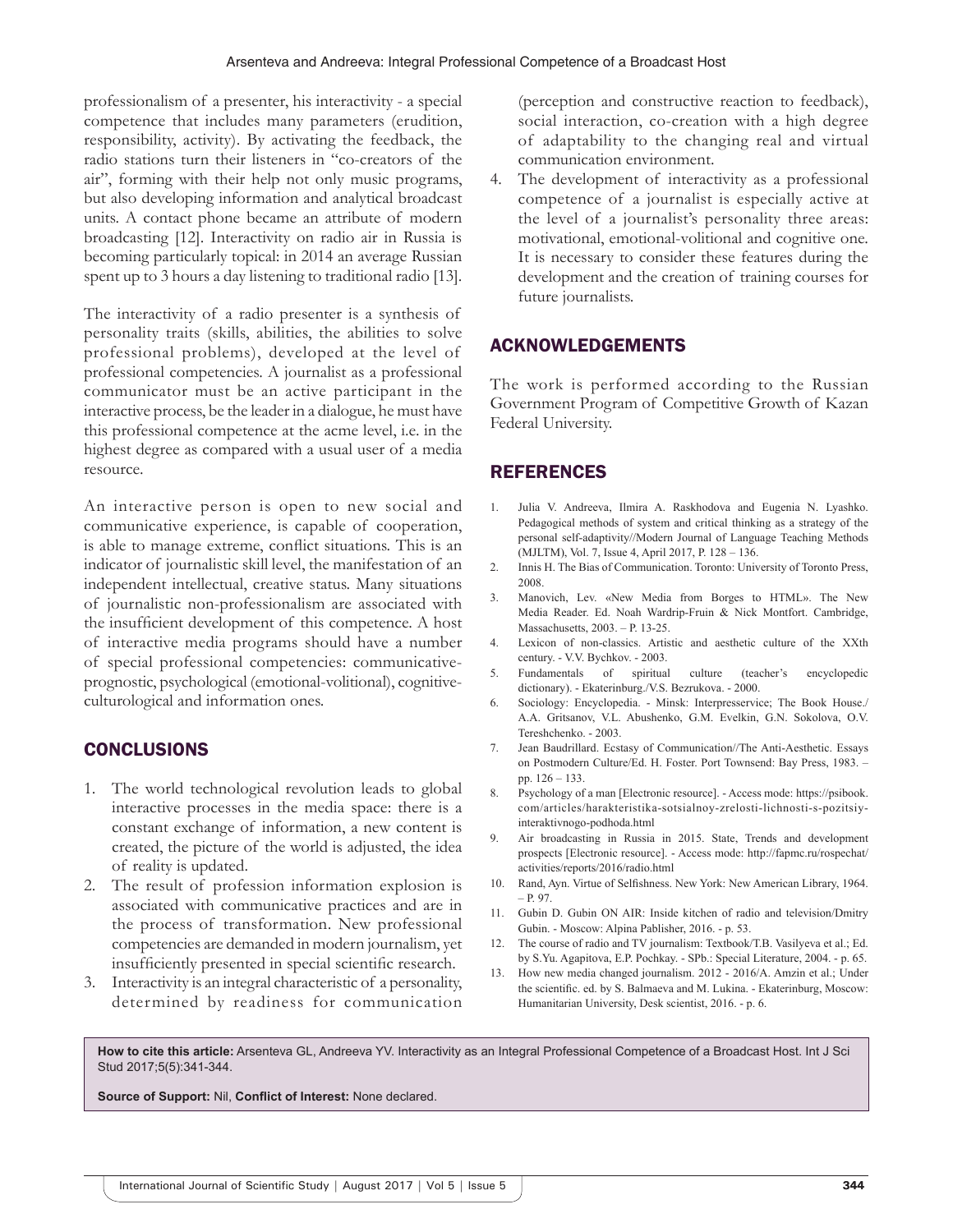professionalism of a presenter, his interactivity - a special competence that includes many parameters (erudition, responsibility, activity). By activating the feedback, the radio stations turn their listeners in "co-creators of the air", forming with their help not only music programs, but also developing information and analytical broadcast units. A contact phone became an attribute of modern broadcasting [12]. Interactivity on radio air in Russia is becoming particularly topical: in 2014 an average Russian spent up to 3 hours a day listening to traditional radio [13].

The interactivity of a radio presenter is a synthesis of personality traits (skills, abilities, the abilities to solve professional problems), developed at the level of professional competencies. A journalist as a professional communicator must be an active participant in the interactive process, be the leader in a dialogue, he must have this professional competence at the acme level, i.e. in the highest degree as compared with a usual user of a media resource.

An interactive person is open to new social and communicative experience, is capable of cooperation, is able to manage extreme, conflict situations. This is an indicator of journalistic skill level, the manifestation of an independent intellectual, creative status. Many situations of journalistic non-professionalism are associated with the insufficient development of this competence. A host of interactive media programs should have a number of special professional competencies: communicative-prognostic, psychological (emotional-volitional), cognitive-culturological and information ones.

## CONCLUSIONS

1. The world technological revolution leads to global interactive processes in the media space: there is a constant exchange of information, a new content is created, the picture of the world is adjusted, the idea of reality is updated.
2. The result of profession information explosion is associated with communicative practices and are in the process of transformation. New professional competencies are demanded in modern journalism, yet insufficiently presented in special scientific research.
3. Interactivity is an integral characteristic of a personality, determined by readiness for communication (perception and constructive reaction to feedback), social interaction, co-creation with a high degree of adaptability to the changing real and virtual communication environment.
4. The development of interactivity as a professional competence of a journalist is especially active at the level of a journalist's personality three areas: motivational, emotional-volitional and cognitive one. It is necessary to consider these features during the development and the creation of training courses for future journalists.

## ACKNOWLEDGEMENTS

The work is performed according to the Russian Government Program of Competitive Growth of Kazan Federal University.

## REFERENCES

1. Julia V. Andreeva, Ilmira A. Raskhodova and Eugenia N. Lyashko. Pedagogical methods of system and critical thinking as a strategy of the personal self-adaptivity//Modern Journal of Language Teaching Methods (MJLTM), Vol. 7, Issue 4, April 2017, P. 128 – 136.
2. Innis H. The Bias of Communication. Toronto: University of Toronto Press, 2008.
3. Manovich, Lev. «New Media from Borges to HTML». The New Media Reader. Ed. Noah Wardrip-Fruin & Nick Montfort. Cambridge, Massachusetts, 2003. – P. 13-25.
4. Lexicon of non-classics. Artistic and aesthetic culture of the XXth century. - V.V. Bychkov. - 2003.
5. Fundamentals of spiritual culture (teacher's encyclopedic dictionary). - Ekaterinburg./V.S. Bezrukova. - 2000.
6. Sociology: Encyclopedia. - Minsk: Interpresservice; The Book House./ A.A. Gritsanov, V.L. Abushenko, G.M. Evelkin, G.N. Sokolova, O.V. Tereshchenko. - 2003.
7. Jean Baudrillard. Ecstasy of Communication//The Anti-Aesthetic. Essays on Postmodern Culture/Ed. H. Foster. Port Townsend: Bay Press, 1983. – pp. 126 – 133.
8. Psychology of a man [Electronic resource]. - Access mode: https://psibook.com/articles/harakteristika-sotsialnoy-zrelosti-lichnosti-s-pozitsiy-interaktivnogo-podhoda.html
9. Air broadcasting in Russia in 2015. State, Trends and development prospects [Electronic resource]. - Access mode: http://fapmc.ru/rospechat/activities/reports/2016/radio.html
10. Rand, Ayn. Virtue of Selfishness. New York: New American Library, 1964. – P. 97.
11. Gubin D. Gubin ON AIR: Inside kitchen of radio and television/Dmitry Gubin. - Moscow: Alpina Pablisher, 2016. - p. 53.
12. The course of radio and TV journalism: Textbook/T.B. Vasilyeva et al.; Ed. by S.Yu. Agapitova, E.P. Pochkay. - SPb.: Special Literature, 2004. - p. 65.
13. How new media changed journalism. 2012 - 2016/A. Amzin et al.; Under the scientific. ed. by S. Balmaeva and M. Lukina. - Ekaterinburg, Moscow: Humanitarian University, Desk scientist, 2016. - p. 6.

**How to cite this article:** Arsenteva GL, Andreeva YV. Interactivity as an Integral Professional Competence of a Broadcast Host. Int J Sci Stud 2017;5(5):341-344.

**Source of Support:** Nil, **Conflict of Interest:** None declared.